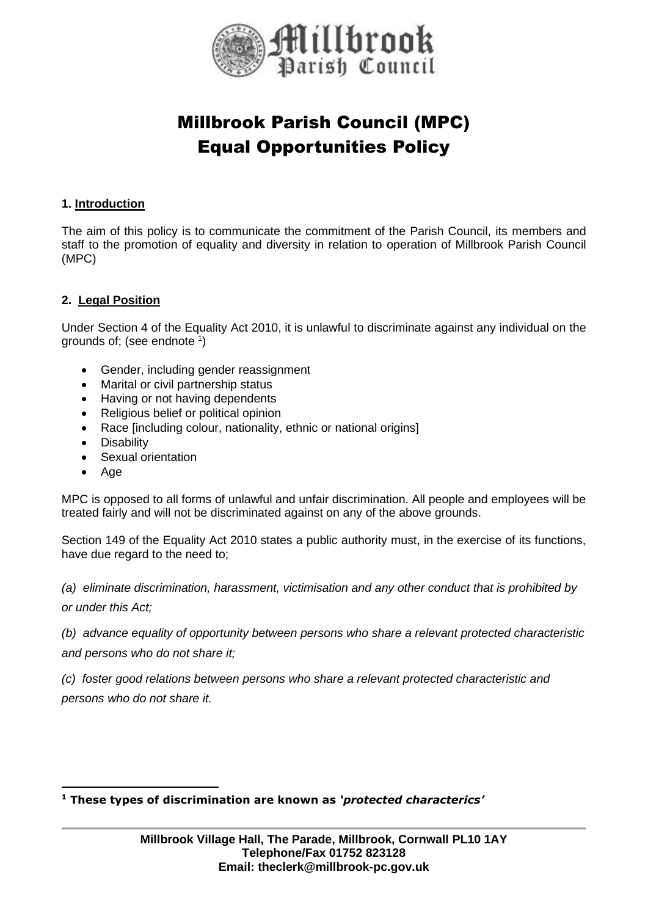# Millbrook Parish Council (MPC)
# Equal Opportunities Policy

## 1. Introduction

The aim of this policy is to communicate the commitment of the Parish Council, its members and staff to the promotion of equality and diversity in relation to operation of Millbrook Parish Council (MPC)

## 2. Legal Position

Under Section 4 of the Equality Act 2010, it is unlawful to discriminate against any individual on the grounds of; (see endnote [1])

- Gender, including gender reassignment
- Marital or civil partnership status
- Having or not having dependents
- Religious belief or political opinion
- Race [including colour, nationality, ethnic or national origins]
- Disability
- Sexual orientation
- Age

MPC is opposed to all forms of unlawful and unfair discrimination. All people and employees will be treated fairly and will not be discriminated against on any of the above grounds.

Section 149 of the Equality Act 2010 states a public authority must, in the exercise of its functions, have due regard to the need to;

*(a) eliminate discrimination, harassment, victimisation and any other conduct that is prohibited by or under this Act;*

*(b) advance equality of opportunity between persons who share a relevant protected characteristic and persons who do not share it;*

*(c) foster good relations between persons who share a relevant protected characteristic and persons who do not share it.*

---

**[1] These types of discrimination are known as '*protected characterics*'**

**Millbrook Village Hall, The Parade, Millbrook, Cornwall PL10 1AY**
**Telephone/Fax 01752 823128**
**Email: theclerk@millbrook-pc.gov.uk**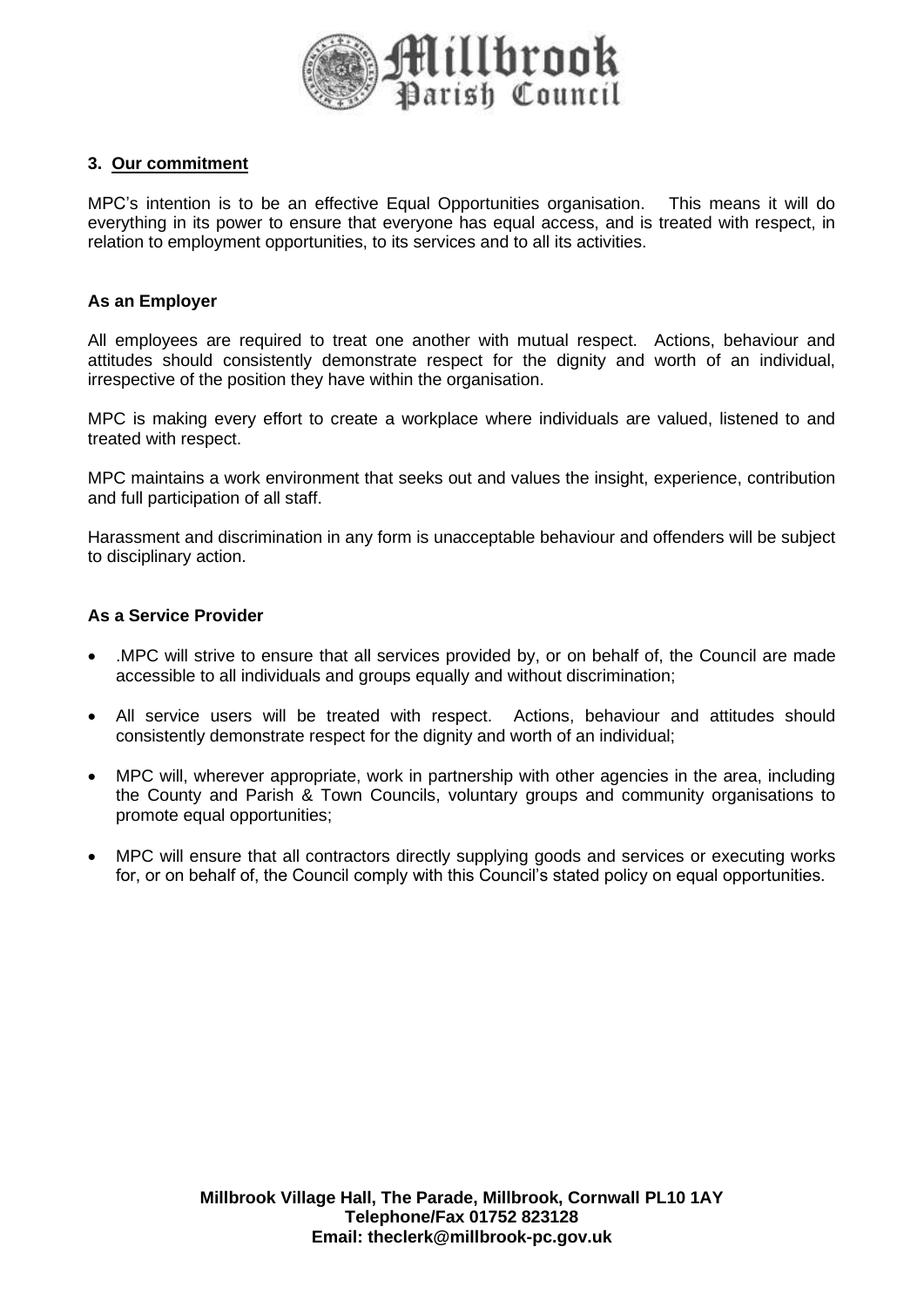### 3. Our commitment

MPC's intention is to be an effective Equal Opportunities organisation. This means it will do everything in its power to ensure that everyone has equal access, and is treated with respect, in relation to employment opportunities, to its services and to all its activities.

**As an Employer**

All employees are required to treat one another with mutual respect. Actions, behaviour and attitudes should consistently demonstrate respect for the dignity and worth of an individual, irrespective of the position they have within the organisation.

MPC is making every effort to create a workplace where individuals are valued, listened to and treated with respect.

MPC maintains a work environment that seeks out and values the insight, experience, contribution and full participation of all staff.

Harassment and discrimination in any form is unacceptable behaviour and offenders will be subject to disciplinary action.

**As a Service Provider**

- .MPC will strive to ensure that all services provided by, or on behalf of, the Council are made accessible to all individuals and groups equally and without discrimination;
- All service users will be treated with respect. Actions, behaviour and attitudes should consistently demonstrate respect for the dignity and worth of an individual;
- MPC will, wherever appropriate, work in partnership with other agencies in the area, including the County and Parish & Town Councils, voluntary groups and community organisations to promote equal opportunities;
- MPC will ensure that all contractors directly supplying goods and services or executing works for, or on behalf of, the Council comply with this Council's stated policy on equal opportunities.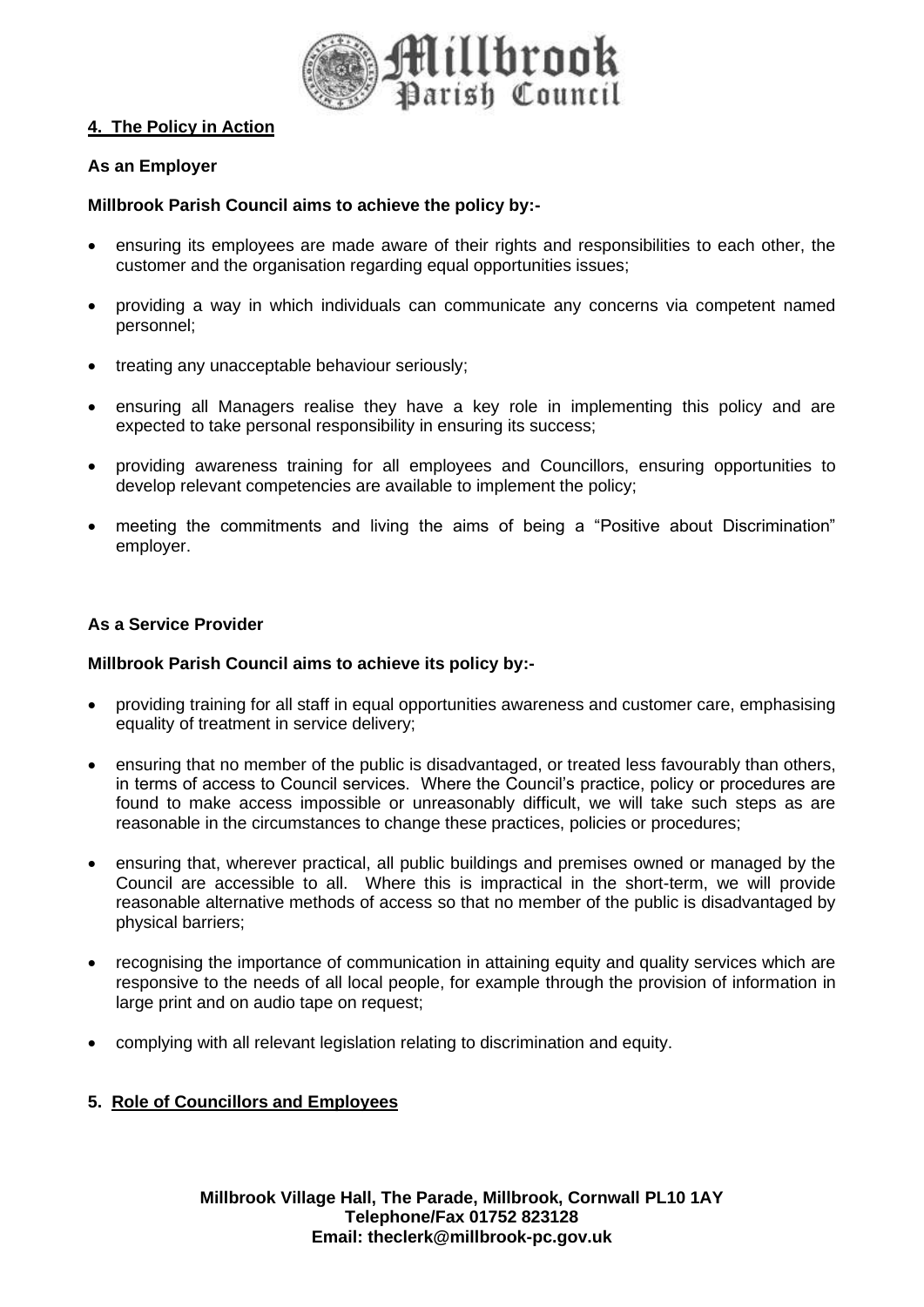## 4. The Policy in Action

**As an Employer**

**Millbrook Parish Council aims to achieve the policy by:-**

- ensuring its employees are made aware of their rights and responsibilities to each other, the customer and the organisation regarding equal opportunities issues;
- providing a way in which individuals can communicate any concerns via competent named personnel;
- treating any unacceptable behaviour seriously;
- ensuring all Managers realise they have a key role in implementing this policy and are expected to take personal responsibility in ensuring its success;
- providing awareness training for all employees and Councillors, ensuring opportunities to develop relevant competencies are available to implement the policy;
- meeting the commitments and living the aims of being a "Positive about Discrimination" employer.

**As a Service Provider**

**Millbrook Parish Council aims to achieve its policy by:-**

- providing training for all staff in equal opportunities awareness and customer care, emphasising equality of treatment in service delivery;
- ensuring that no member of the public is disadvantaged, or treated less favourably than others, in terms of access to Council services. Where the Council's practice, policy or procedures are found to make access impossible or unreasonably difficult, we will take such steps as are reasonable in the circumstances to change these practices, policies or procedures;
- ensuring that, wherever practical, all public buildings and premises owned or managed by the Council are accessible to all. Where this is impractical in the short-term, we will provide reasonable alternative methods of access so that no member of the public is disadvantaged by physical barriers;
- recognising the importance of communication in attaining equity and quality services which are responsive to the needs of all local people, for example through the provision of information in large print and on audio tape on request;
- complying with all relevant legislation relating to discrimination and equity.

## 5. Role of Councillors and Employees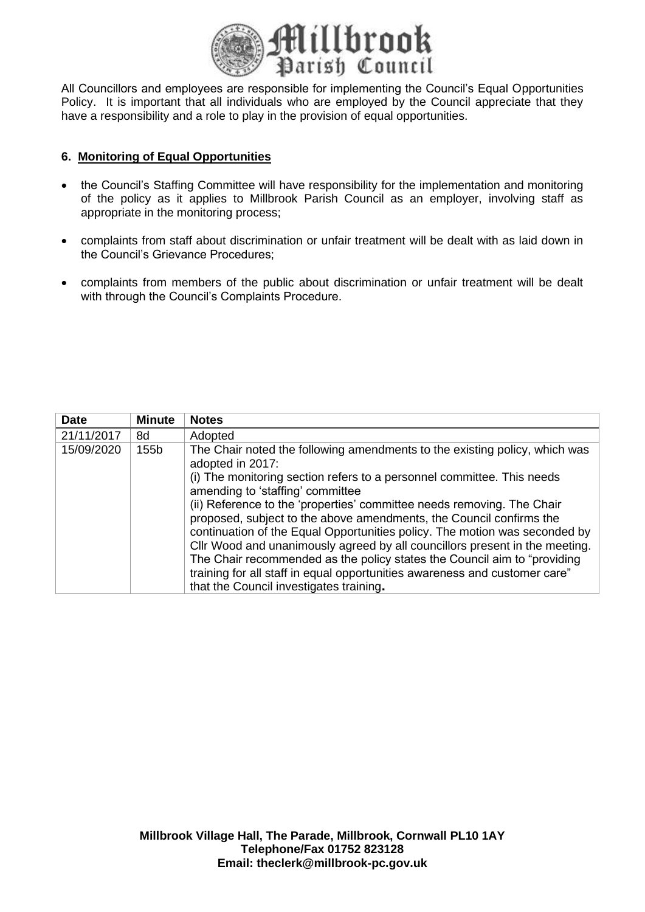All Councillors and employees are responsible for implementing the Council's Equal Opportunities Policy. It is important that all individuals who are employed by the Council appreciate that they have a responsibility and a role to play in the provision of equal opportunities.

### 6. Monitoring of Equal Opportunities

- the Council's Staffing Committee will have responsibility for the implementation and monitoring of the policy as it applies to Millbrook Parish Council as an employer, involving staff as appropriate in the monitoring process;
- complaints from staff about discrimination or unfair treatment will be dealt with as laid down in the Council's Grievance Procedures;
- complaints from members of the public about discrimination or unfair treatment will be dealt with through the Council's Complaints Procedure.

| Date | Minute | Notes |
|---|---|---|
| 21/11/2017 | 8d | Adopted |
| 15/09/2020 | 155b | The Chair noted the following amendments to the existing policy, which was adopted in 2017: (i) The monitoring section refers to a personnel committee. This needs amending to 'staffing' committee (ii) Reference to the 'properties' committee needs removing. The Chair proposed, subject to the above amendments, the Council confirms the continuation of the Equal Opportunities policy. The motion was seconded by Cllr Wood and unanimously agreed by all councillors present in the meeting. The Chair recommended as the policy states the Council aim to "providing training for all staff in equal opportunities awareness and customer care" that the Council investigates training. |

**Millbrook Village Hall, The Parade, Millbrook, Cornwall PL10 1AY**
**Telephone/Fax 01752 823128**
**Email: theclerk@millbrook-pc.gov.uk**